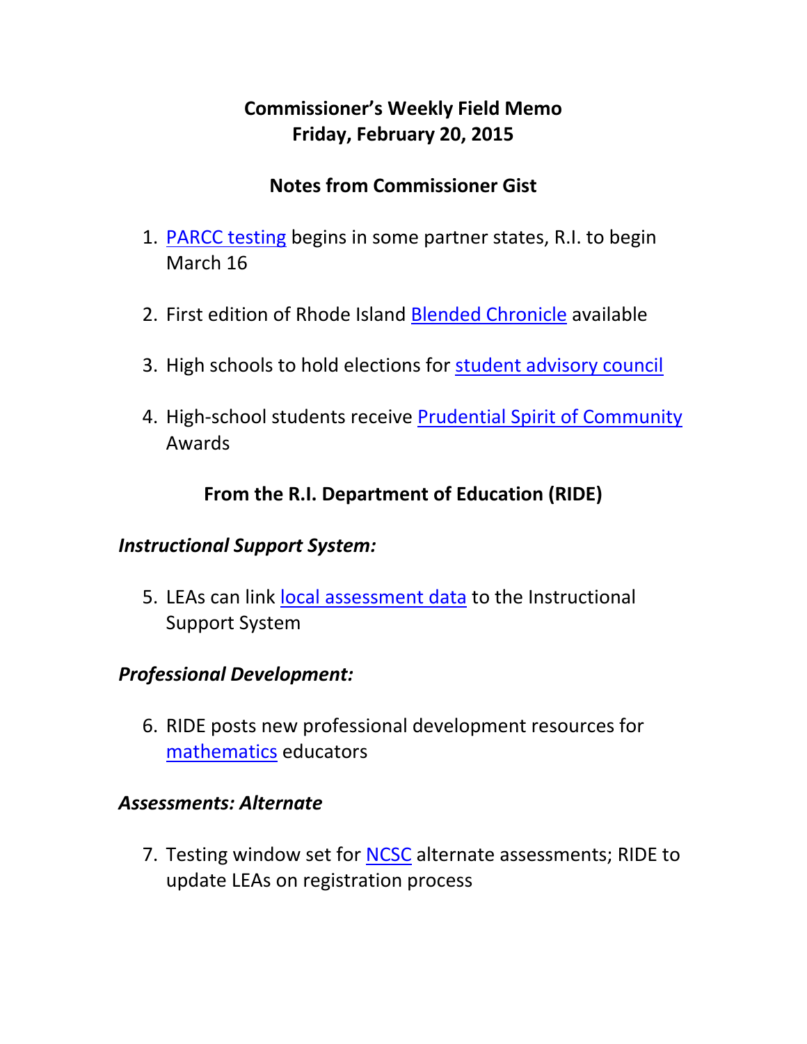# Commissioner's Weekly Field Memo
# Friday, February 20, 2015

## Notes from Commissioner Gist

1. PARCC testing begins in some partner states, R.I. to begin March 16

2. First edition of Rhode Island Blended Chronicle available

3. High schools to hold elections for student advisory council

4. High-school students receive Prudential Spirit of Community Awards

## From the R.I. Department of Education (RIDE)

### *Instructional Support System:*

5. LEAs can link local assessment data to the Instructional Support System

### *Professional Development:*

6. RIDE posts new professional development resources for mathematics educators

### *Assessments: Alternate*

7. Testing window set for NCSC alternate assessments; RIDE to update LEAs on registration process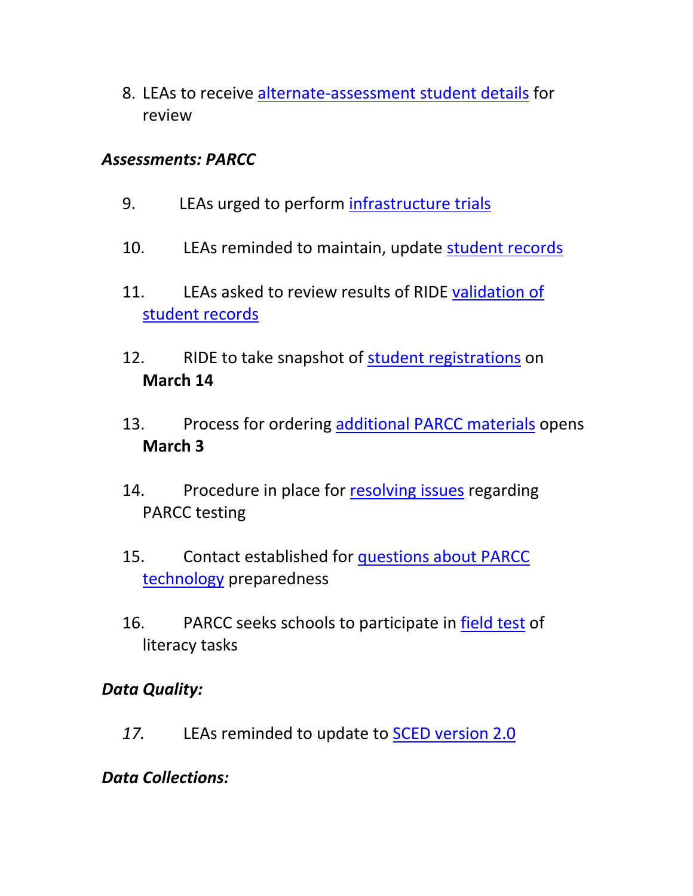8. LEAs to receive alternate-assessment student details for review

***Assessments: PARCC***

9. LEAs urged to perform infrastructure trials

10. LEAs reminded to maintain, update student records

11. LEAs asked to review results of RIDE validation of student records

12. RIDE to take snapshot of student registrations on **March 14**

13. Process for ordering additional PARCC materials opens **March 3**

14. Procedure in place for resolving issues regarding PARCC testing

15. Contact established for questions about PARCC technology preparedness

16. PARCC seeks schools to participate in field test of literacy tasks

***Data Quality:***

*17.* LEAs reminded to update to SCED version 2.0

***Data Collections:***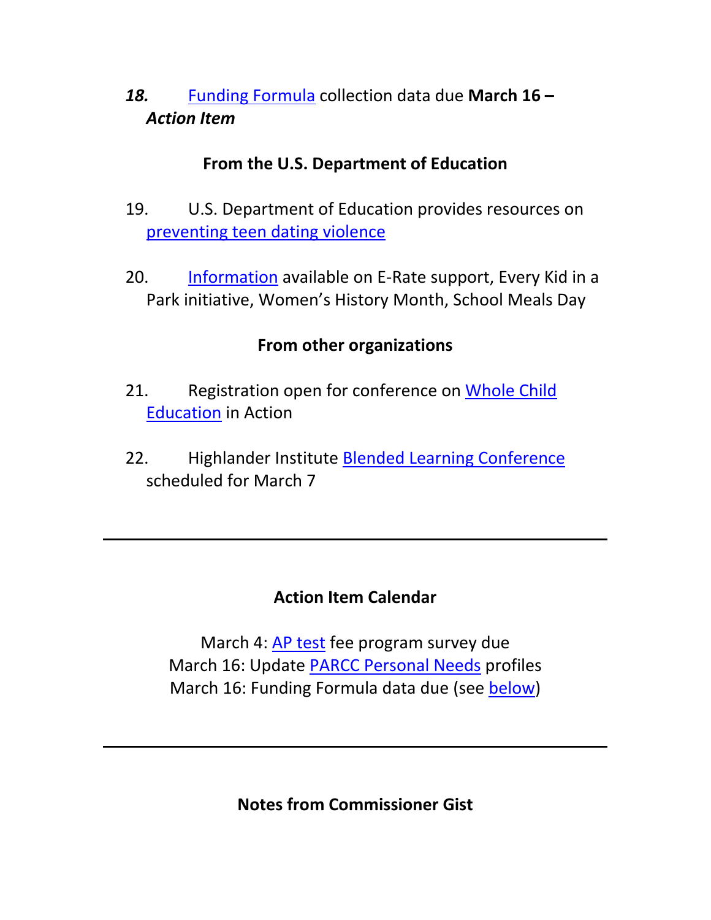*18.* Funding Formula collection data due **March 16 –** ***Action Item***

**From the U.S. Department of Education**

19. U.S. Department of Education provides resources on preventing teen dating violence

20. Information available on E-Rate support, Every Kid in a Park initiative, Women's History Month, School Meals Day

**From other organizations**

21. Registration open for conference on Whole Child Education in Action

22. Highlander Institute Blended Learning Conference scheduled for March 7

---

**Action Item Calendar**

March 4: AP test fee program survey due
March 16: Update PARCC Personal Needs profiles
March 16: Funding Formula data due (see below)

---

**Notes from Commissioner Gist**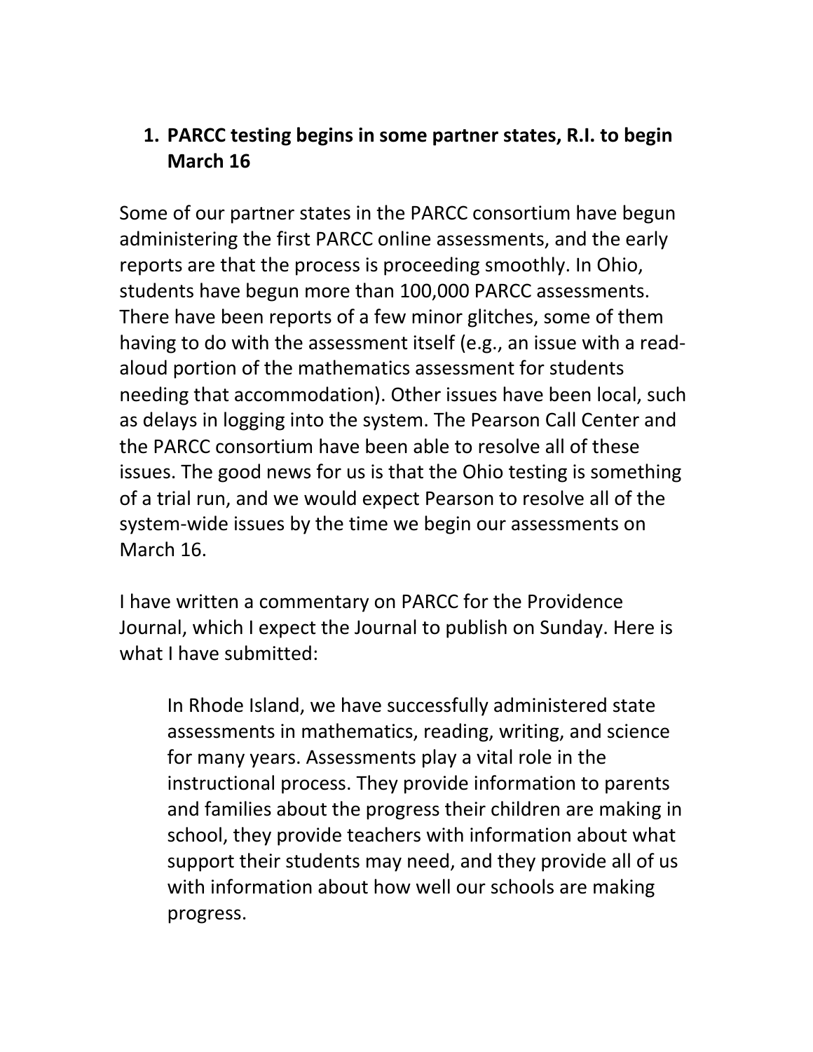1. **PARCC testing begins in some partner states, R.I. to begin March 16**

Some of our partner states in the PARCC consortium have begun administering the first PARCC online assessments, and the early reports are that the process is proceeding smoothly. In Ohio, students have begun more than 100,000 PARCC assessments. There have been reports of a few minor glitches, some of them having to do with the assessment itself (e.g., an issue with a read-aloud portion of the mathematics assessment for students needing that accommodation). Other issues have been local, such as delays in logging into the system. The Pearson Call Center and the PARCC consortium have been able to resolve all of these issues. The good news for us is that the Ohio testing is something of a trial run, and we would expect Pearson to resolve all of the system-wide issues by the time we begin our assessments on March 16.

I have written a commentary on PARCC for the Providence Journal, which I expect the Journal to publish on Sunday. Here is what I have submitted:

> In Rhode Island, we have successfully administered state assessments in mathematics, reading, writing, and science for many years. Assessments play a vital role in the instructional process. They provide information to parents and families about the progress their children are making in school, they provide teachers with information about what support their students may need, and they provide all of us with information about how well our schools are making progress.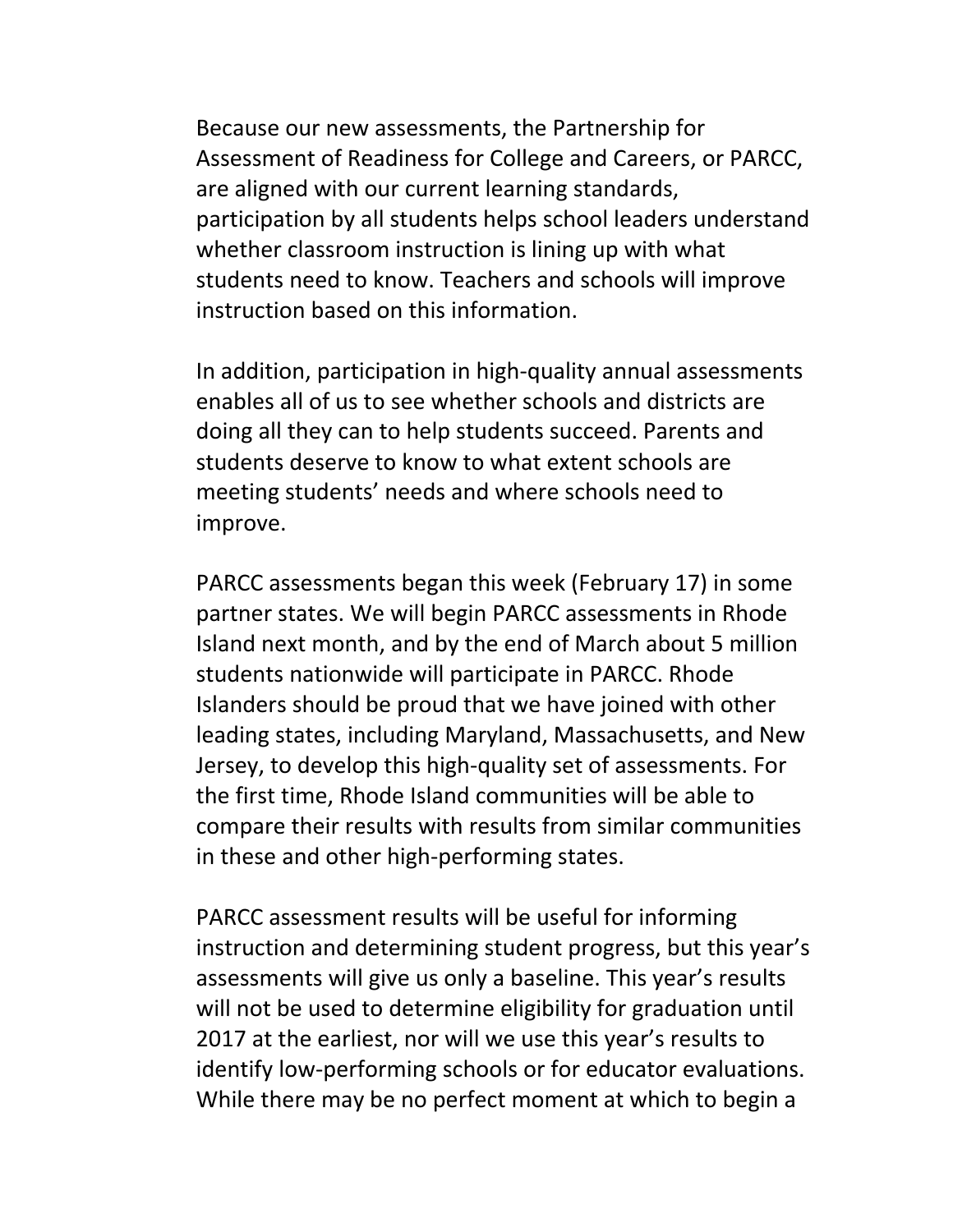Because our new assessments, the Partnership for Assessment of Readiness for College and Careers, or PARCC, are aligned with our current learning standards, participation by all students helps school leaders understand whether classroom instruction is lining up with what students need to know. Teachers and schools will improve instruction based on this information.

In addition, participation in high-quality annual assessments enables all of us to see whether schools and districts are doing all they can to help students succeed. Parents and students deserve to know to what extent schools are meeting students' needs and where schools need to improve.

PARCC assessments began this week (February 17) in some partner states. We will begin PARCC assessments in Rhode Island next month, and by the end of March about 5 million students nationwide will participate in PARCC. Rhode Islanders should be proud that we have joined with other leading states, including Maryland, Massachusetts, and New Jersey, to develop this high-quality set of assessments. For the first time, Rhode Island communities will be able to compare their results with results from similar communities in these and other high-performing states.

PARCC assessment results will be useful for informing instruction and determining student progress, but this year's assessments will give us only a baseline. This year's results will not be used to determine eligibility for graduation until 2017 at the earliest, nor will we use this year's results to identify low-performing schools or for educator evaluations. While there may be no perfect moment at which to begin a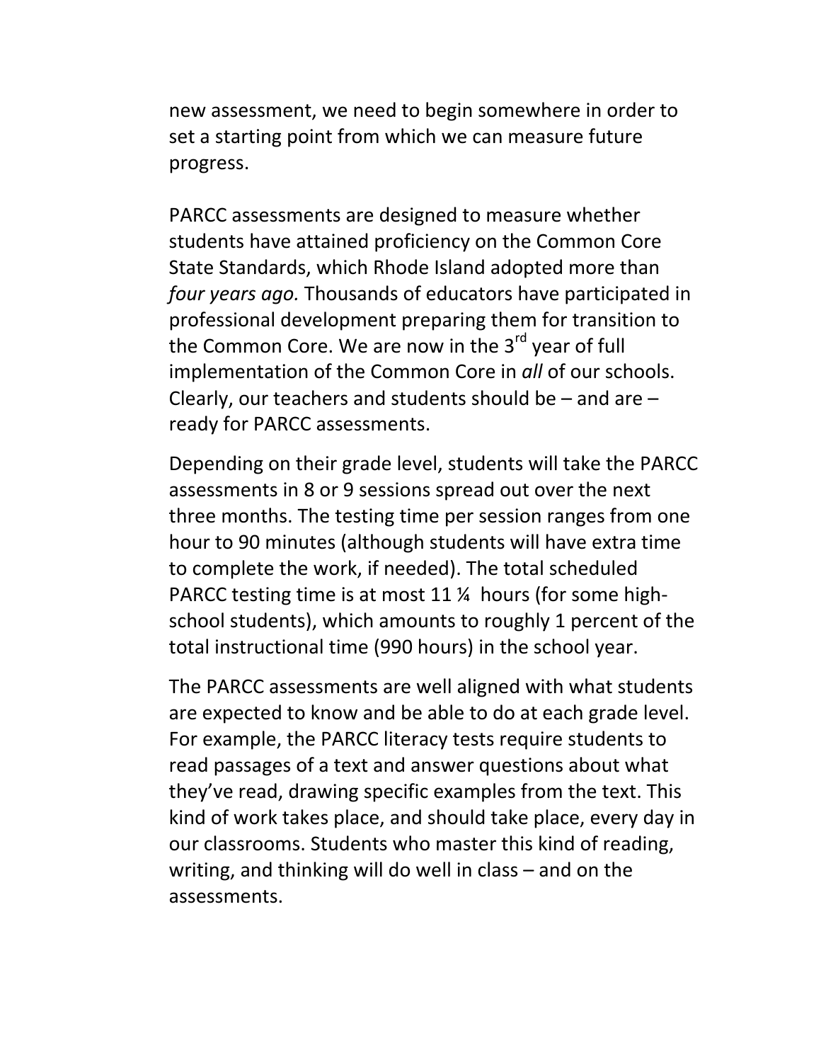new assessment, we need to begin somewhere in order to set a starting point from which we can measure future progress.

PARCC assessments are designed to measure whether students have attained proficiency on the Common Core State Standards, which Rhode Island adopted more than *four years ago.* Thousands of educators have participated in professional development preparing them for transition to the Common Core. We are now in the 3rd year of full implementation of the Common Core in *all* of our schools. Clearly, our teachers and students should be – and are – ready for PARCC assessments.

Depending on their grade level, students will take the PARCC assessments in 8 or 9 sessions spread out over the next three months. The testing time per session ranges from one hour to 90 minutes (although students will have extra time to complete the work, if needed). The total scheduled PARCC testing time is at most 11 ¼ hours (for some high-school students), which amounts to roughly 1 percent of the total instructional time (990 hours) in the school year.

The PARCC assessments are well aligned with what students are expected to know and be able to do at each grade level. For example, the PARCC literacy tests require students to read passages of a text and answer questions about what they've read, drawing specific examples from the text. This kind of work takes place, and should take place, every day in our classrooms. Students who master this kind of reading, writing, and thinking will do well in class – and on the assessments.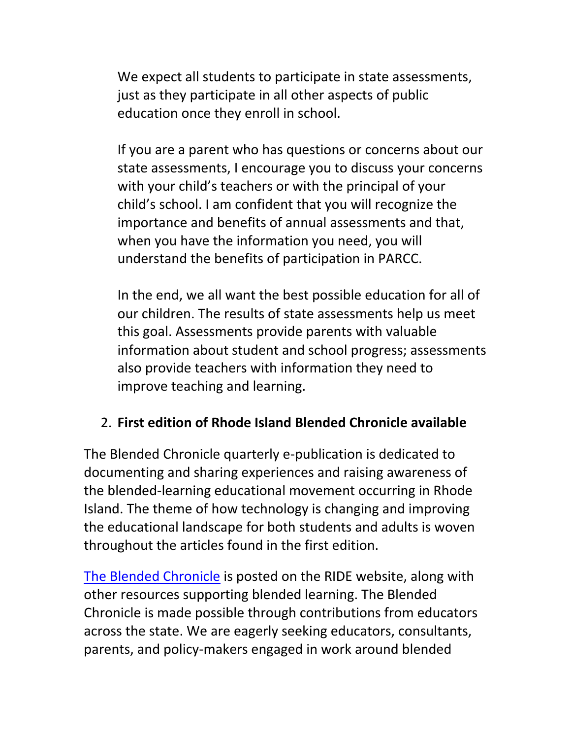We expect all students to participate in state assessments, just as they participate in all other aspects of public education once they enroll in school.

If you are a parent who has questions or concerns about our state assessments, I encourage you to discuss your concerns with your child's teachers or with the principal of your child's school. I am confident that you will recognize the importance and benefits of annual assessments and that, when you have the information you need, you will understand the benefits of participation in PARCC.

In the end, we all want the best possible education for all of our children. The results of state assessments help us meet this goal. Assessments provide parents with valuable information about student and school progress; assessments also provide teachers with information they need to improve teaching and learning.

2. **First edition of Rhode Island Blended Chronicle available**

The Blended Chronicle quarterly e-publication is dedicated to documenting and sharing experiences and raising awareness of the blended-learning educational movement occurring in Rhode Island. The theme of how technology is changing and improving the educational landscape for both students and adults is woven throughout the articles found in the first edition.

The Blended Chronicle is posted on the RIDE website, along with other resources supporting blended learning. The Blended Chronicle is made possible through contributions from educators across the state. We are eagerly seeking educators, consultants, parents, and policy-makers engaged in work around blended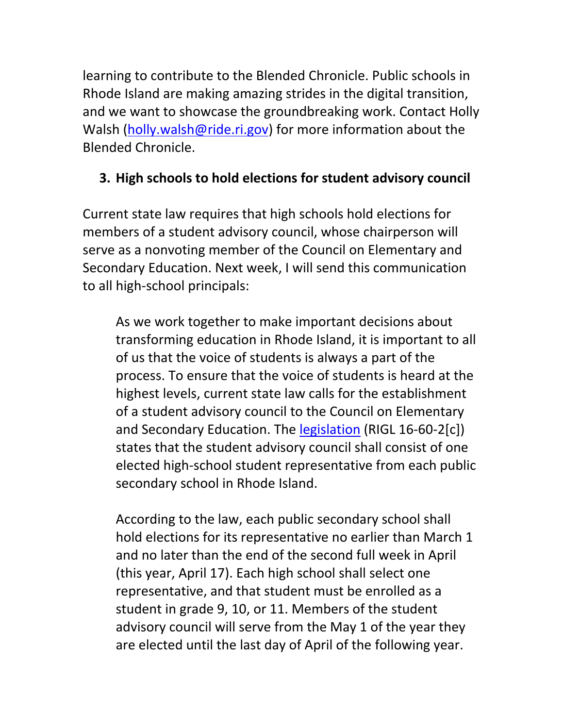learning to contribute to the Blended Chronicle. Public schools in Rhode Island are making amazing strides in the digital transition, and we want to showcase the groundbreaking work. Contact Holly Walsh ([holly.walsh@ride.ri.gov](mailto:holly.walsh@ride.ri.gov)) for more information about the Blended Chronicle.

### 3. High schools to hold elections for student advisory council

Current state law requires that high schools hold elections for members of a student advisory council, whose chairperson will serve as a nonvoting member of the Council on Elementary and Secondary Education. Next week, I will send this communication to all high-school principals:

> As we work together to make important decisions about transforming education in Rhode Island, it is important to all of us that the voice of students is always a part of the process. To ensure that the voice of students is heard at the highest levels, current state law calls for the establishment of a student advisory council to the Council on Elementary and Secondary Education. The legislation (RIGL 16-60-2[c]) states that the student advisory council shall consist of one elected high-school student representative from each public secondary school in Rhode Island.
>
> According to the law, each public secondary school shall hold elections for its representative no earlier than March 1 and no later than the end of the second full week in April (this year, April 17). Each high school shall select one representative, and that student must be enrolled as a student in grade 9, 10, or 11. Members of the student advisory council will serve from the May 1 of the year they are elected until the last day of April of the following year.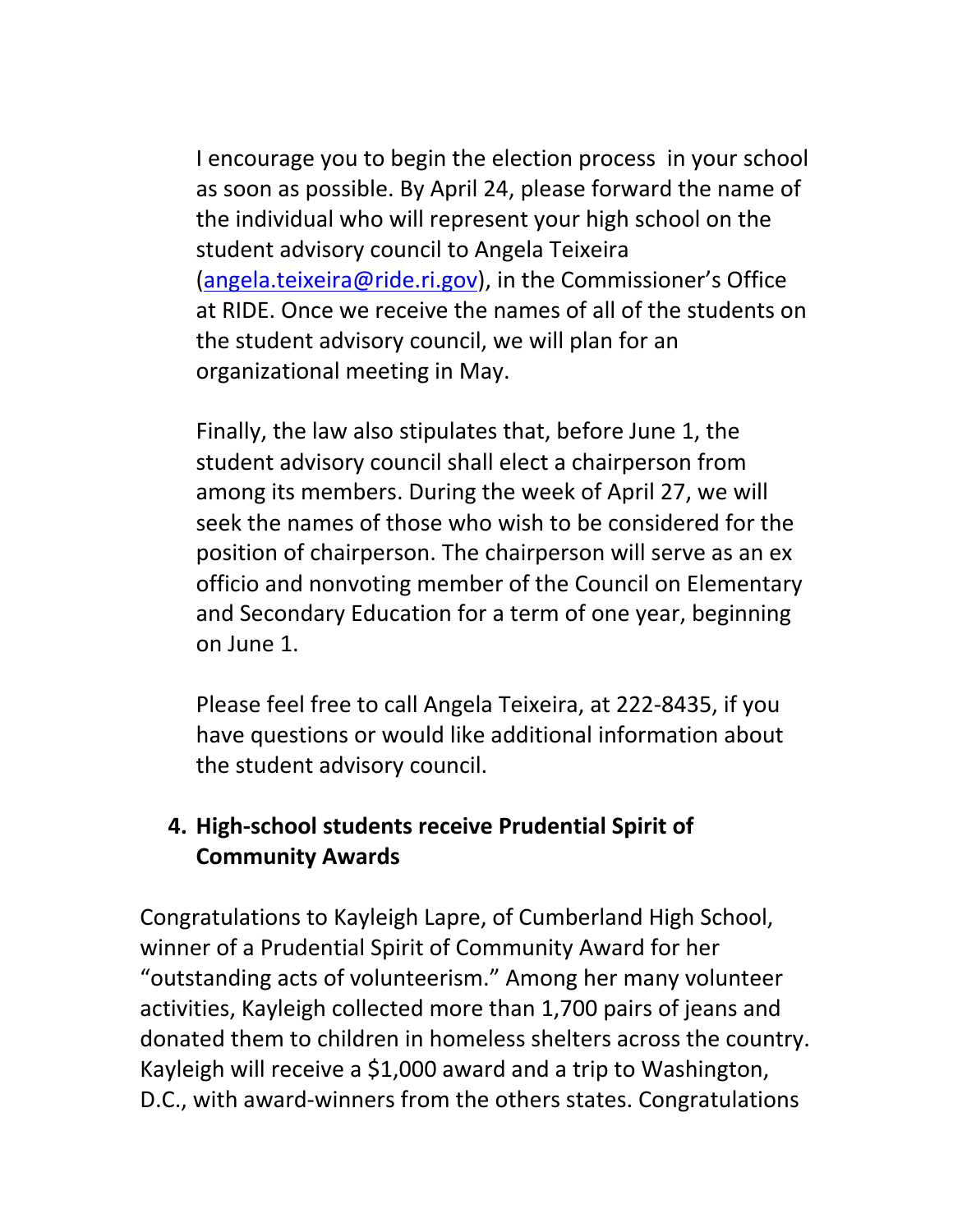I encourage you to begin the election process in your school as soon as possible. By April 24, please forward the name of the individual who will represent your high school on the student advisory council to Angela Teixeira (angela.teixeira@ride.ri.gov), in the Commissioner's Office at RIDE. Once we receive the names of all of the students on the student advisory council, we will plan for an organizational meeting in May.

Finally, the law also stipulates that, before June 1, the student advisory council shall elect a chairperson from among its members. During the week of April 27, we will seek the names of those who wish to be considered for the position of chairperson. The chairperson will serve as an ex officio and nonvoting member of the Council on Elementary and Secondary Education for a term of one year, beginning on June 1.

Please feel free to call Angela Teixeira, at 222-8435, if you have questions or would like additional information about the student advisory council.

4. **High-school students receive Prudential Spirit of Community Awards**

Congratulations to Kayleigh Lapre, of Cumberland High School, winner of a Prudential Spirit of Community Award for her "outstanding acts of volunteerism." Among her many volunteer activities, Kayleigh collected more than 1,700 pairs of jeans and donated them to children in homeless shelters across the country. Kayleigh will receive a $1,000 award and a trip to Washington, D.C., with award-winners from the others states. Congratulations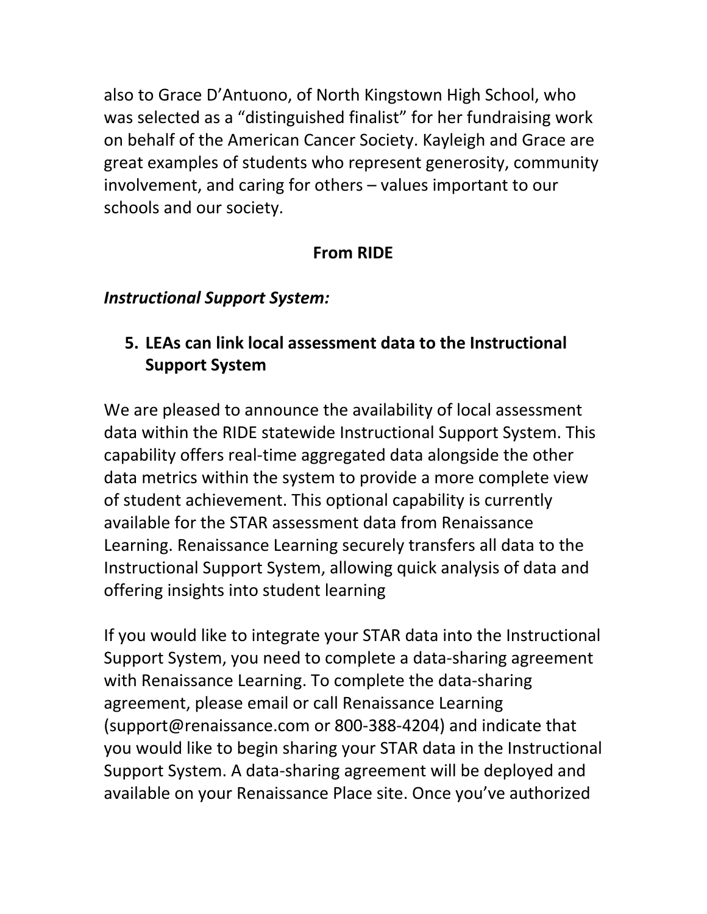also to Grace D'Antuono, of North Kingstown High School, who was selected as a "distinguished finalist" for her fundraising work on behalf of the American Cancer Society. Kayleigh and Grace are great examples of students who represent generosity, community involvement, and caring for others – values important to our schools and our society.

## From RIDE

***Instructional Support System:***

5. **LEAs can link local assessment data to the Instructional Support System**

We are pleased to announce the availability of local assessment data within the RIDE statewide Instructional Support System. This capability offers real-time aggregated data alongside the other data metrics within the system to provide a more complete view of student achievement. This optional capability is currently available for the STAR assessment data from Renaissance Learning. Renaissance Learning securely transfers all data to the Instructional Support System, allowing quick analysis of data and offering insights into student learning

If you would like to integrate your STAR data into the Instructional Support System, you need to complete a data-sharing agreement with Renaissance Learning. To complete the data-sharing agreement, please email or call Renaissance Learning (support@renaissance.com or 800-388-4204) and indicate that you would like to begin sharing your STAR data in the Instructional Support System. A data-sharing agreement will be deployed and available on your Renaissance Place site. Once you've authorized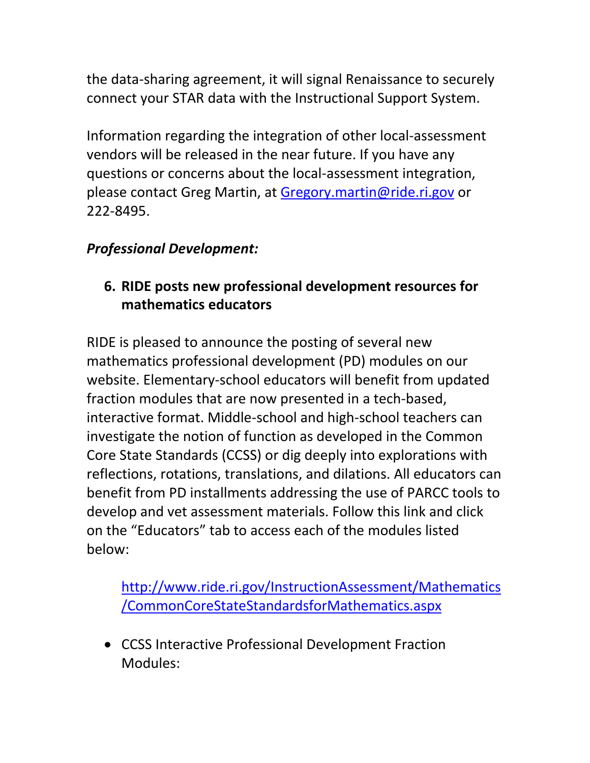the data-sharing agreement, it will signal Renaissance to securely connect your STAR data with the Instructional Support System.

Information regarding the integration of other local-assessment vendors will be released in the near future. If you have any questions or concerns about the local-assessment integration, please contact Greg Martin, at Gregory.martin@ride.ri.gov or 222-8495.

***Professional Development:***

6. **RIDE posts new professional development resources for mathematics educators**

RIDE is pleased to announce the posting of several new mathematics professional development (PD) modules on our website. Elementary-school educators will benefit from updated fraction modules that are now presented in a tech-based, interactive format. Middle-school and high-school teachers can investigate the notion of function as developed in the Common Core State Standards (CCSS) or dig deeply into explorations with reflections, rotations, translations, and dilations. All educators can benefit from PD installments addressing the use of PARCC tools to develop and vet assessment materials. Follow this link and click on the "Educators" tab to access each of the modules listed below:

> http://www.ride.ri.gov/InstructionAssessment/Mathematics/CommonCoreStateStandardsforMathematics.aspx

- CCSS Interactive Professional Development Fraction Modules: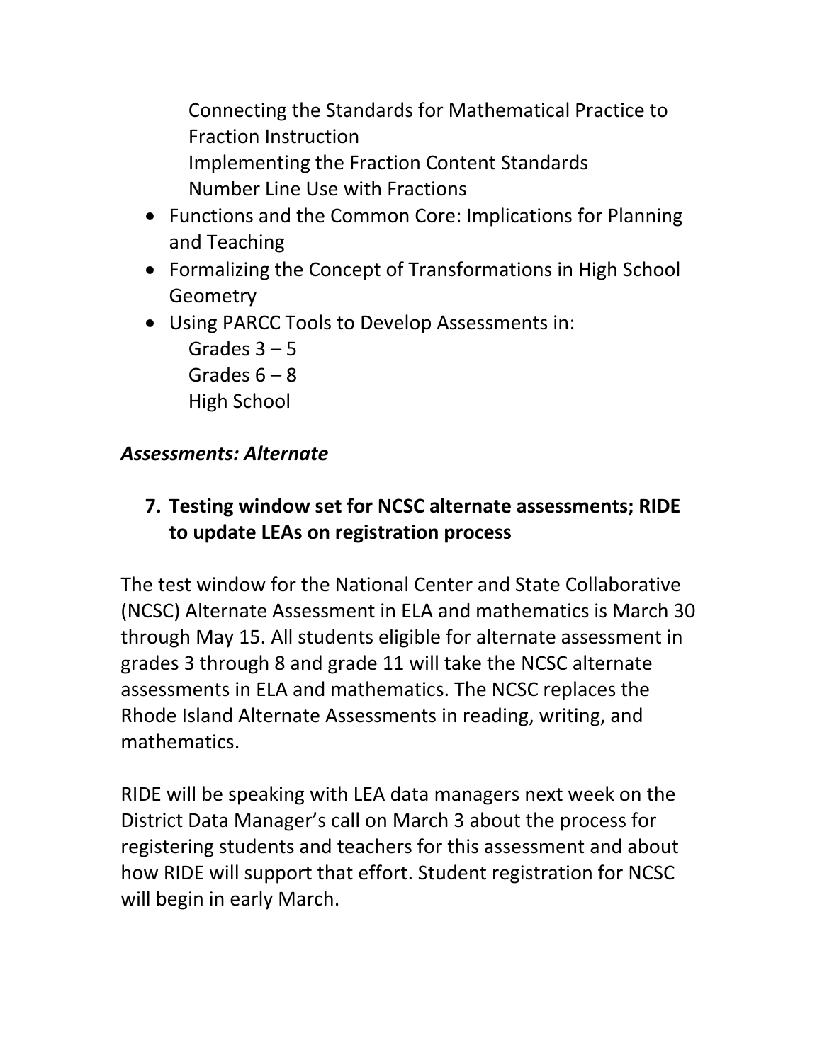Connecting the Standards for Mathematical Practice to Fraction Instruction
Implementing the Fraction Content Standards
Number Line Use with Fractions

- Functions and the Common Core: Implications for Planning and Teaching
- Formalizing the Concept of Transformations in High School Geometry
- Using PARCC Tools to Develop Assessments in:
  Grades 3 – 5
  Grades 6 – 8
  High School

***Assessments: Alternate***

### 7. Testing window set for NCSC alternate assessments; RIDE to update LEAs on registration process

The test window for the National Center and State Collaborative (NCSC) Alternate Assessment in ELA and mathematics is March 30 through May 15. All students eligible for alternate assessment in grades 3 through 8 and grade 11 will take the NCSC alternate assessments in ELA and mathematics. The NCSC replaces the Rhode Island Alternate Assessments in reading, writing, and mathematics.

RIDE will be speaking with LEA data managers next week on the District Data Manager's call on March 3 about the process for registering students and teachers for this assessment and about how RIDE will support that effort. Student registration for NCSC will begin in early March.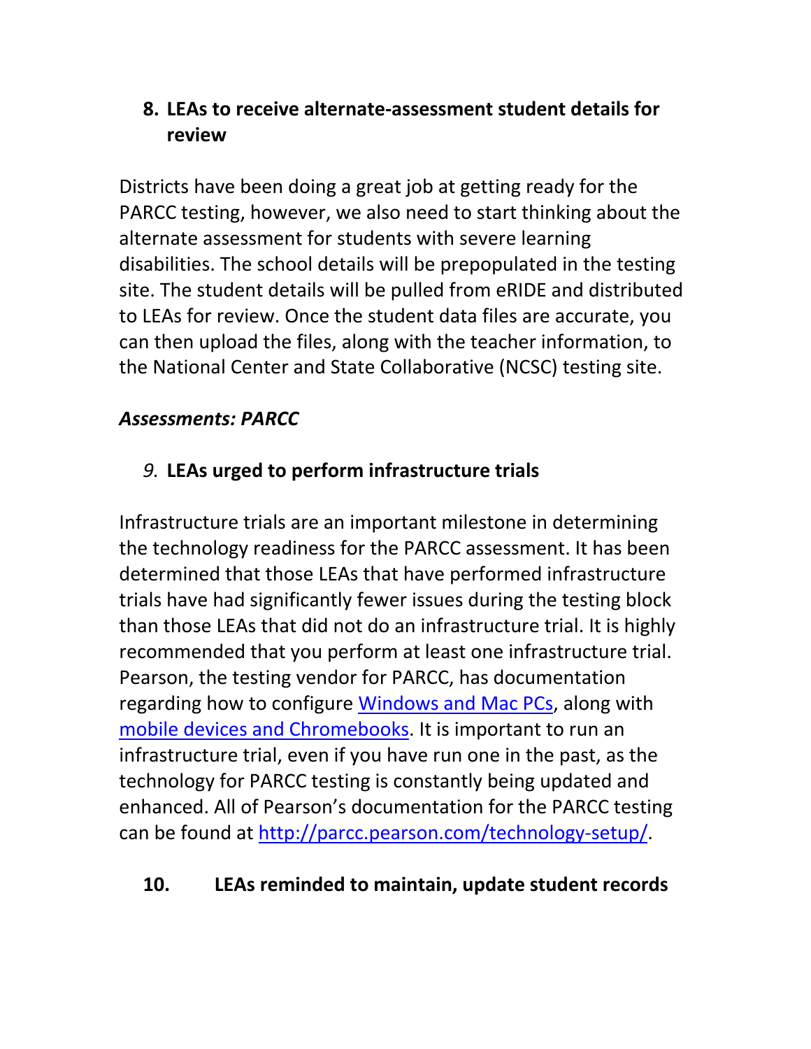8. **LEAs to receive alternate-assessment student details for review**

Districts have been doing a great job at getting ready for the PARCC testing, however, we also need to start thinking about the alternate assessment for students with severe learning disabilities. The school details will be prepopulated in the testing site. The student details will be pulled from eRIDE and distributed to LEAs for review. Once the student data files are accurate, you can then upload the files, along with the teacher information, to the National Center and State Collaborative (NCSC) testing site.

***Assessments: PARCC***

*9.* **LEAs urged to perform infrastructure trials**

Infrastructure trials are an important milestone in determining the technology readiness for the PARCC assessment. It has been determined that those LEAs that have performed infrastructure trials have had significantly fewer issues during the testing block than those LEAs that did not do an infrastructure trial. It is highly recommended that you perform at least one infrastructure trial. Pearson, the testing vendor for PARCC, has documentation regarding how to configure Windows and Mac PCs, along with mobile devices and Chromebooks. It is important to run an infrastructure trial, even if you have run one in the past, as the technology for PARCC testing is constantly being updated and enhanced. All of Pearson's documentation for the PARCC testing can be found at http://parcc.pearson.com/technology-setup/.

10. **LEAs reminded to maintain, update student records**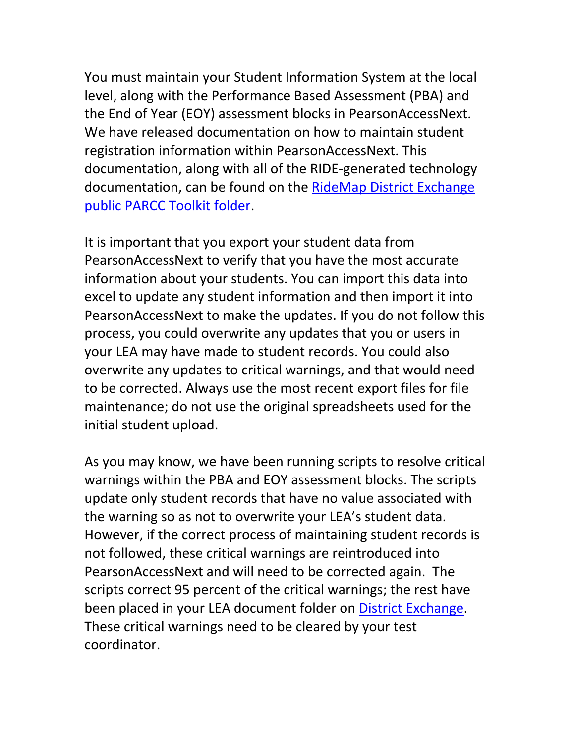You must maintain your Student Information System at the local level, along with the Performance Based Assessment (PBA) and the End of Year (EOY) assessment blocks in PearsonAccessNext. We have released documentation on how to maintain student registration information within PearsonAccessNext. This documentation, along with all of the RIDE-generated technology documentation, can be found on the RideMap District Exchange public PARCC Toolkit folder.

It is important that you export your student data from PearsonAccessNext to verify that you have the most accurate information about your students. You can import this data into excel to update any student information and then import it into PearsonAccessNext to make the updates. If you do not follow this process, you could overwrite any updates that you or users in your LEA may have made to student records. You could also overwrite any updates to critical warnings, and that would need to be corrected. Always use the most recent export files for file maintenance; do not use the original spreadsheets used for the initial student upload.

As you may know, we have been running scripts to resolve critical warnings within the PBA and EOY assessment blocks. The scripts update only student records that have no value associated with the warning so as not to overwrite your LEA's student data. However, if the correct process of maintaining student records is not followed, these critical warnings are reintroduced into PearsonAccessNext and will need to be corrected again. The scripts correct 95 percent of the critical warnings; the rest have been placed in your LEA document folder on District Exchange. These critical warnings need to be cleared by your test coordinator.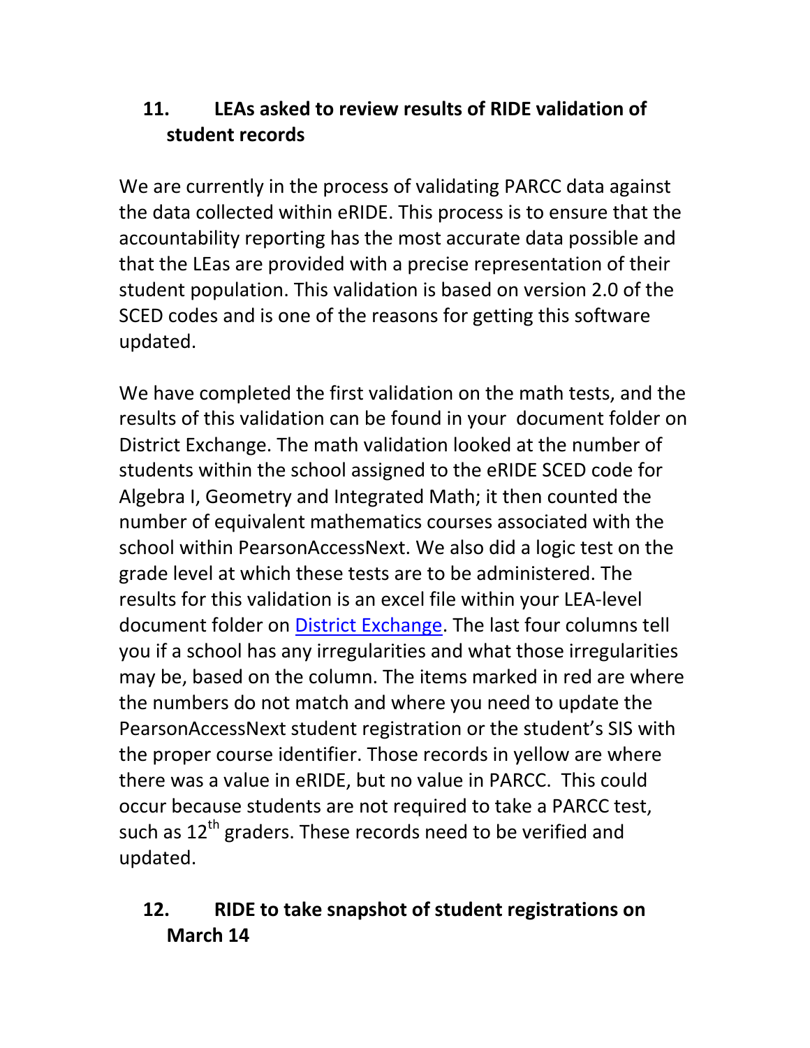## 11. LEAs asked to review results of RIDE validation of student records

We are currently in the process of validating PARCC data against the data collected within eRIDE. This process is to ensure that the accountability reporting has the most accurate data possible and that the LEas are provided with a precise representation of their student population. This validation is based on version 2.0 of the SCED codes and is one of the reasons for getting this software updated.

We have completed the first validation on the math tests, and the results of this validation can be found in your document folder on District Exchange. The math validation looked at the number of students within the school assigned to the eRIDE SCED code for Algebra I, Geometry and Integrated Math; it then counted the number of equivalent mathematics courses associated with the school within PearsonAccessNext. We also did a logic test on the grade level at which these tests are to be administered. The results for this validation is an excel file within your LEA-level document folder on District Exchange. The last four columns tell you if a school has any irregularities and what those irregularities may be, based on the column. The items marked in red are where the numbers do not match and where you need to update the PearsonAccessNext student registration or the student's SIS with the proper course identifier. Those records in yellow are where there was a value in eRIDE, but no value in PARCC. This could occur because students are not required to take a PARCC test, such as 12th graders. These records need to be verified and updated.

## 12. RIDE to take snapshot of student registrations on March 14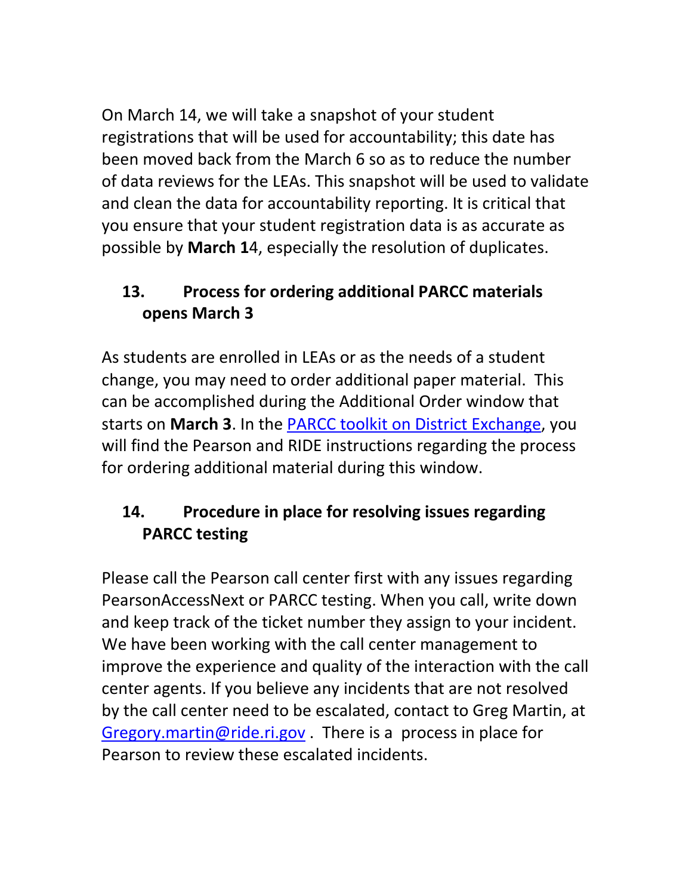On March 14, we will take a snapshot of your student registrations that will be used for accountability; this date has been moved back from the March 6 so as to reduce the number of data reviews for the LEAs. This snapshot will be used to validate and clean the data for accountability reporting. It is critical that you ensure that your student registration data is as accurate as possible by **March 1**4, especially the resolution of duplicates.

### 13. Process for ordering additional PARCC materials opens March 3

As students are enrolled in LEAs or as the needs of a student change, you may need to order additional paper material. This can be accomplished during the Additional Order window that starts on **March 3**. In the PARCC toolkit on District Exchange, you will find the Pearson and RIDE instructions regarding the process for ordering additional material during this window.

### 14. Procedure in place for resolving issues regarding PARCC testing

Please call the Pearson call center first with any issues regarding PearsonAccessNext or PARCC testing. When you call, write down and keep track of the ticket number they assign to your incident. We have been working with the call center management to improve the experience and quality of the interaction with the call center agents. If you believe any incidents that are not resolved by the call center need to be escalated, contact to Greg Martin, at Gregory.martin@ride.ri.gov . There is a process in place for Pearson to review these escalated incidents.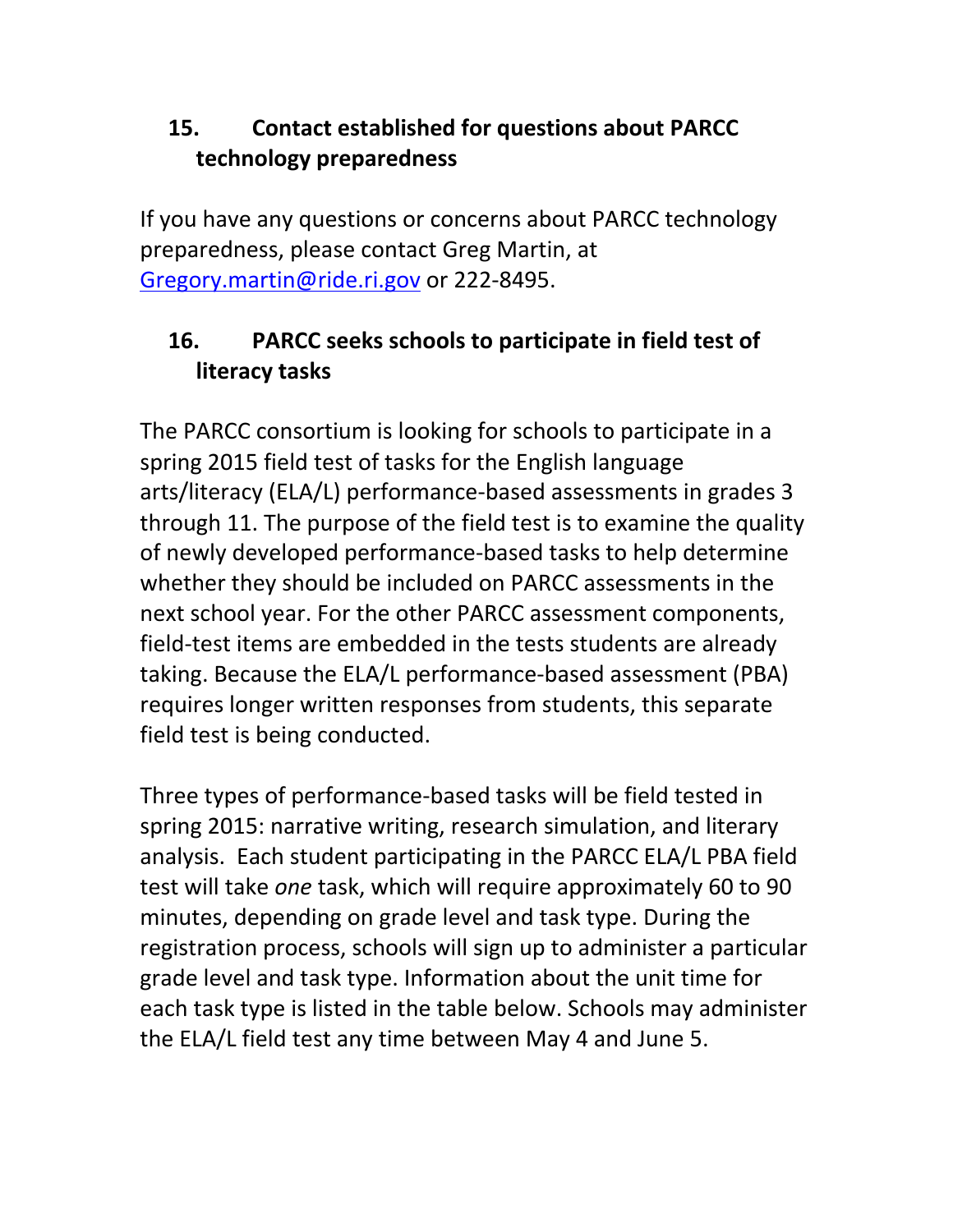## 15. Contact established for questions about PARCC technology preparedness

If you have any questions or concerns about PARCC technology preparedness, please contact Greg Martin, at Gregory.martin@ride.ri.gov or 222-8495.

## 16. PARCC seeks schools to participate in field test of literacy tasks

The PARCC consortium is looking for schools to participate in a spring 2015 field test of tasks for the English language arts/literacy (ELA/L) performance-based assessments in grades 3 through 11. The purpose of the field test is to examine the quality of newly developed performance-based tasks to help determine whether they should be included on PARCC assessments in the next school year. For the other PARCC assessment components, field-test items are embedded in the tests students are already taking. Because the ELA/L performance-based assessment (PBA) requires longer written responses from students, this separate field test is being conducted.

Three types of performance-based tasks will be field tested in spring 2015: narrative writing, research simulation, and literary analysis. Each student participating in the PARCC ELA/L PBA field test will take *one* task, which will require approximately 60 to 90 minutes, depending on grade level and task type. During the registration process, schools will sign up to administer a particular grade level and task type. Information about the unit time for each task type is listed in the table below. Schools may administer the ELA/L field test any time between May 4 and June 5.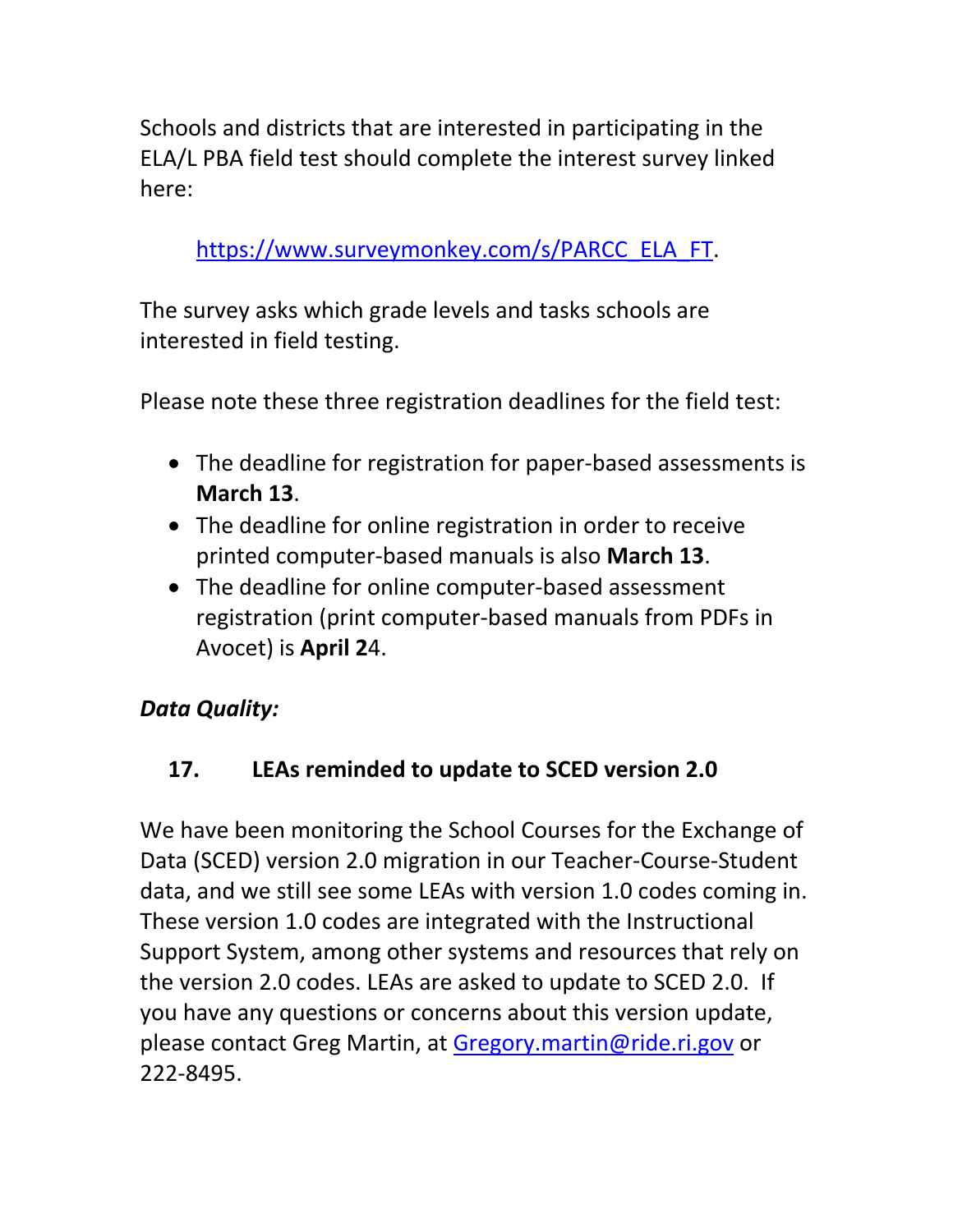Schools and districts that are interested in participating in the ELA/L PBA field test should complete the interest survey linked here:

https://www.surveymonkey.com/s/PARCC_ELA_FT.

The survey asks which grade levels and tasks schools are interested in field testing.

Please note these three registration deadlines for the field test:

- The deadline for registration for paper-based assessments is **March 13**.
- The deadline for online registration in order to receive printed computer-based manuals is also **March 13**.
- The deadline for online computer-based assessment registration (print computer-based manuals from PDFs in Avocet) is **April 2**4.

***Data Quality:***

### 17. LEAs reminded to update to SCED version 2.0

We have been monitoring the School Courses for the Exchange of Data (SCED) version 2.0 migration in our Teacher-Course-Student data, and we still see some LEAs with version 1.0 codes coming in. These version 1.0 codes are integrated with the Instructional Support System, among other systems and resources that rely on the version 2.0 codes. LEAs are asked to update to SCED 2.0. If you have any questions or concerns about this version update, please contact Greg Martin, at Gregory.martin@ride.ri.gov or 222-8495.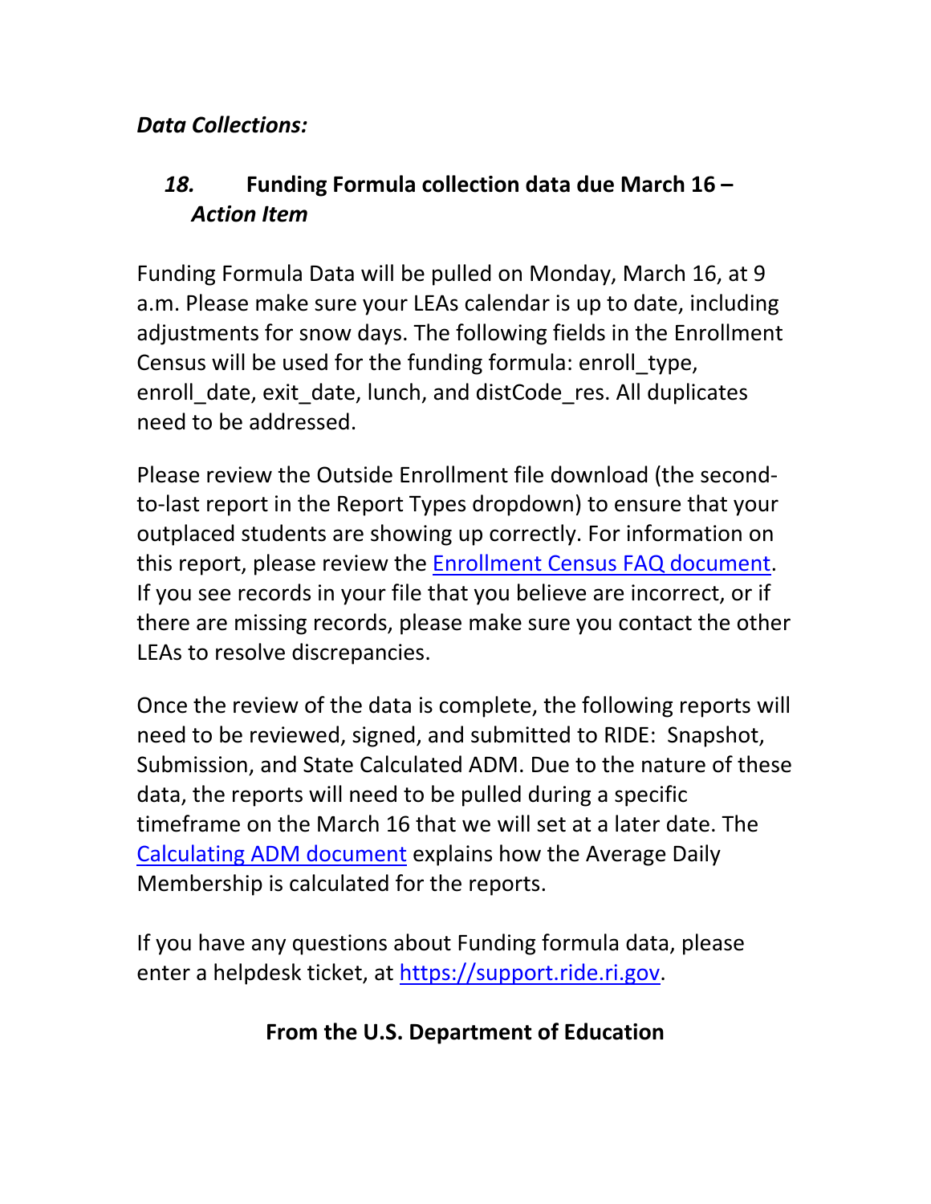***Data Collections:***

### *18.* **Funding Formula collection data due March 16 – *Action Item***

Funding Formula Data will be pulled on Monday, March 16, at 9 a.m. Please make sure your LEAs calendar is up to date, including adjustments for snow days. The following fields in the Enrollment Census will be used for the funding formula: enroll_type, enroll_date, exit_date, lunch, and distCode_res. All duplicates need to be addressed.

Please review the Outside Enrollment file download (the second-to-last report in the Report Types dropdown) to ensure that your outplaced students are showing up correctly. For information on this report, please review the Enrollment Census FAQ document. If you see records in your file that you believe are incorrect, or if there are missing records, please make sure you contact the other LEAs to resolve discrepancies.

Once the review of the data is complete, the following reports will need to be reviewed, signed, and submitted to RIDE: Snapshot, Submission, and State Calculated ADM. Due to the nature of these data, the reports will need to be pulled during a specific timeframe on the March 16 that we will set at a later date. The Calculating ADM document explains how the Average Daily Membership is calculated for the reports.

If you have any questions about Funding formula data, please enter a helpdesk ticket, at https://support.ride.ri.gov.

## From the U.S. Department of Education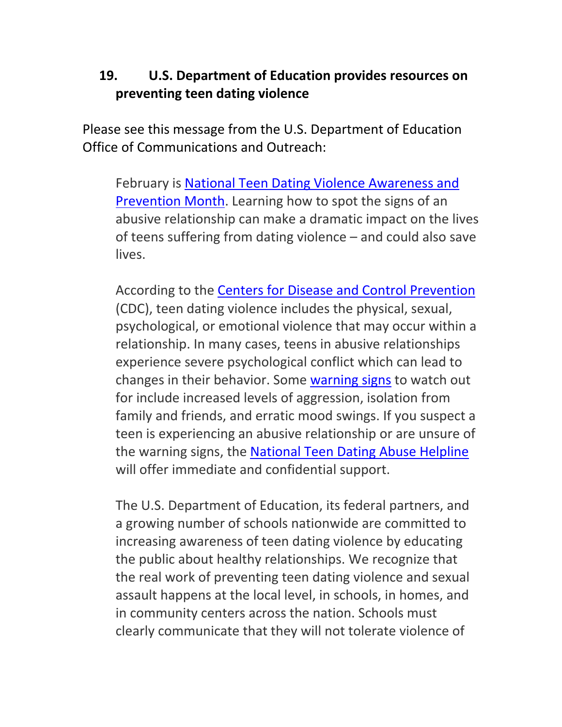## 19. U.S. Department of Education provides resources on preventing teen dating violence

Please see this message from the U.S. Department of Education Office of Communications and Outreach:

> February is National Teen Dating Violence Awareness and Prevention Month. Learning how to spot the signs of an abusive relationship can make a dramatic impact on the lives of teens suffering from dating violence – and could also save lives.
>
> According to the Centers for Disease and Control Prevention (CDC), teen dating violence includes the physical, sexual, psychological, or emotional violence that may occur within a relationship. In many cases, teens in abusive relationships experience severe psychological conflict which can lead to changes in their behavior. Some warning signs to watch out for include increased levels of aggression, isolation from family and friends, and erratic mood swings. If you suspect a teen is experiencing an abusive relationship or are unsure of the warning signs, the National Teen Dating Abuse Helpline will offer immediate and confidential support.
>
> The U.S. Department of Education, its federal partners, and a growing number of schools nationwide are committed to increasing awareness of teen dating violence by educating the public about healthy relationships. We recognize that the real work of preventing teen dating violence and sexual assault happens at the local level, in schools, in homes, and in community centers across the nation. Schools must clearly communicate that they will not tolerate violence of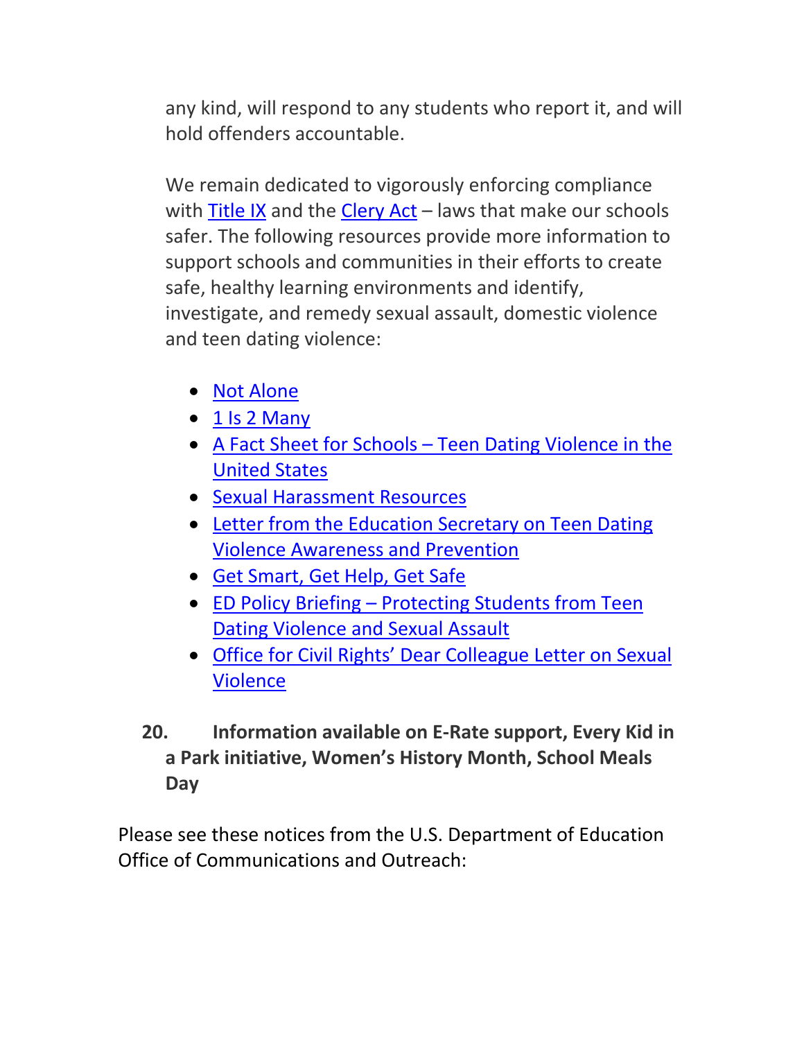any kind, will respond to any students who report it, and will hold offenders accountable.

We remain dedicated to vigorously enforcing compliance with Title IX and the Clery Act – laws that make our schools safer. The following resources provide more information to support schools and communities in their efforts to create safe, healthy learning environments and identify, investigate, and remedy sexual assault, domestic violence and teen dating violence:

- Not Alone
- 1 Is 2 Many
- A Fact Sheet for Schools – Teen Dating Violence in the United States
- Sexual Harassment Resources
- Letter from the Education Secretary on Teen Dating Violence Awareness and Prevention
- Get Smart, Get Help, Get Safe
- ED Policy Briefing – Protecting Students from Teen Dating Violence and Sexual Assault
- Office for Civil Rights' Dear Colleague Letter on Sexual Violence

**20. Information available on E-Rate support, Every Kid in a Park initiative, Women's History Month, School Meals Day**

Please see these notices from the U.S. Department of Education Office of Communications and Outreach: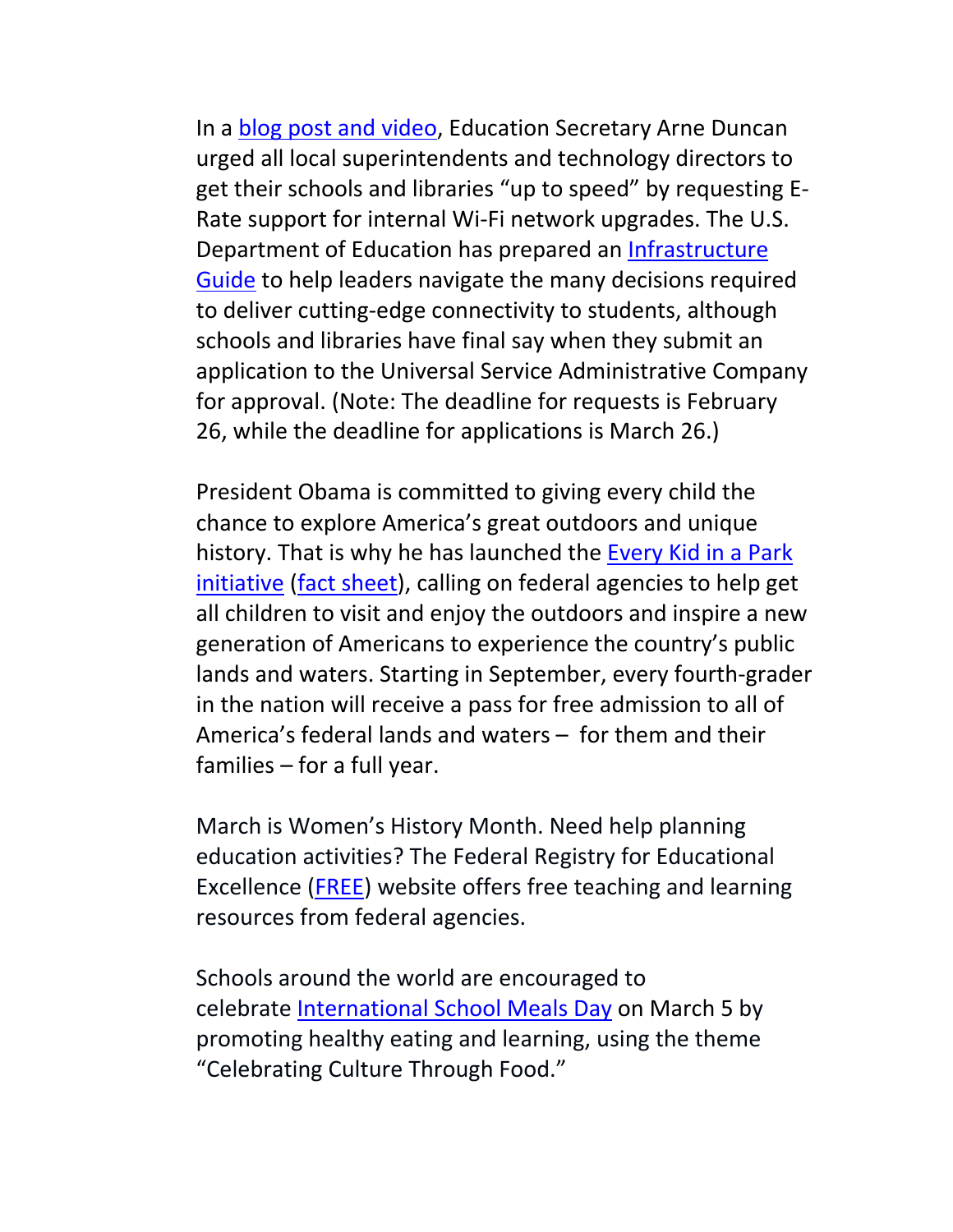In a blog post and video, Education Secretary Arne Duncan urged all local superintendents and technology directors to get their schools and libraries "up to speed" by requesting E-Rate support for internal Wi-Fi network upgrades. The U.S. Department of Education has prepared an Infrastructure Guide to help leaders navigate the many decisions required to deliver cutting-edge connectivity to students, although schools and libraries have final say when they submit an application to the Universal Service Administrative Company for approval. (Note: The deadline for requests is February 26, while the deadline for applications is March 26.)

President Obama is committed to giving every child the chance to explore America's great outdoors and unique history. That is why he has launched the Every Kid in a Park initiative (fact sheet), calling on federal agencies to help get all children to visit and enjoy the outdoors and inspire a new generation of Americans to experience the country's public lands and waters. Starting in September, every fourth-grader in the nation will receive a pass for free admission to all of America's federal lands and waters – for them and their families – for a full year.

March is Women's History Month. Need help planning education activities? The Federal Registry for Educational Excellence (FREE) website offers free teaching and learning resources from federal agencies.

Schools around the world are encouraged to celebrate International School Meals Day on March 5 by promoting healthy eating and learning, using the theme "Celebrating Culture Through Food."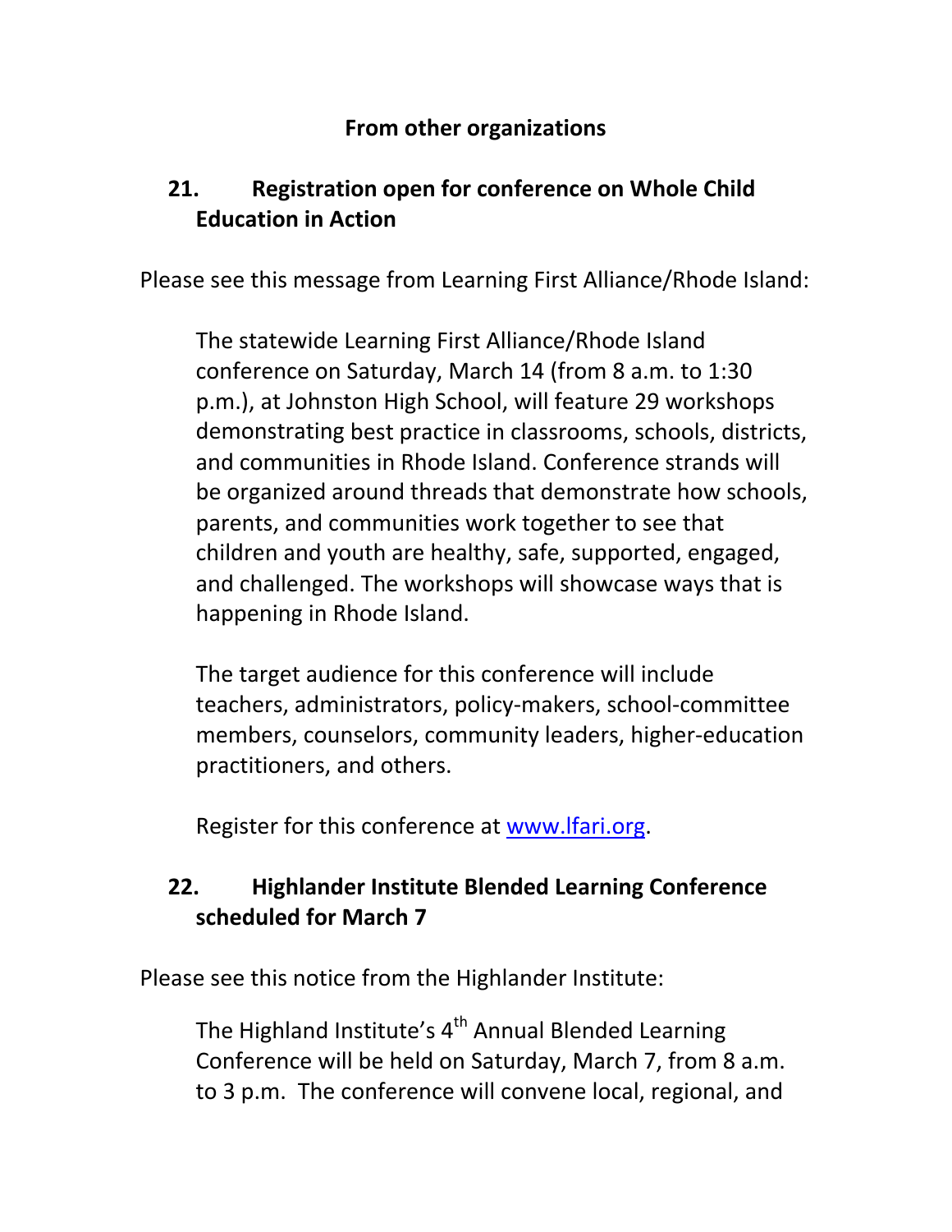## From other organizations

### 21. Registration open for conference on Whole Child Education in Action

Please see this message from Learning First Alliance/Rhode Island:

> The statewide Learning First Alliance/Rhode Island conference on Saturday, March 14 (from 8 a.m. to 1:30 p.m.), at Johnston High School, will feature 29 workshops demonstrating best practice in classrooms, schools, districts, and communities in Rhode Island. Conference strands will be organized around threads that demonstrate how schools, parents, and communities work together to see that children and youth are healthy, safe, supported, engaged, and challenged. The workshops will showcase ways that is happening in Rhode Island.
>
> The target audience for this conference will include teachers, administrators, policy-makers, school-committee members, counselors, community leaders, higher-education practitioners, and others.
>
> Register for this conference at [www.lfari.org](http://www.lfari.org).

### 22. Highlander Institute Blended Learning Conference scheduled for March 7

Please see this notice from the Highlander Institute:

> The Highland Institute's 4th Annual Blended Learning Conference will be held on Saturday, March 7, from 8 a.m. to 3 p.m. The conference will convene local, regional, and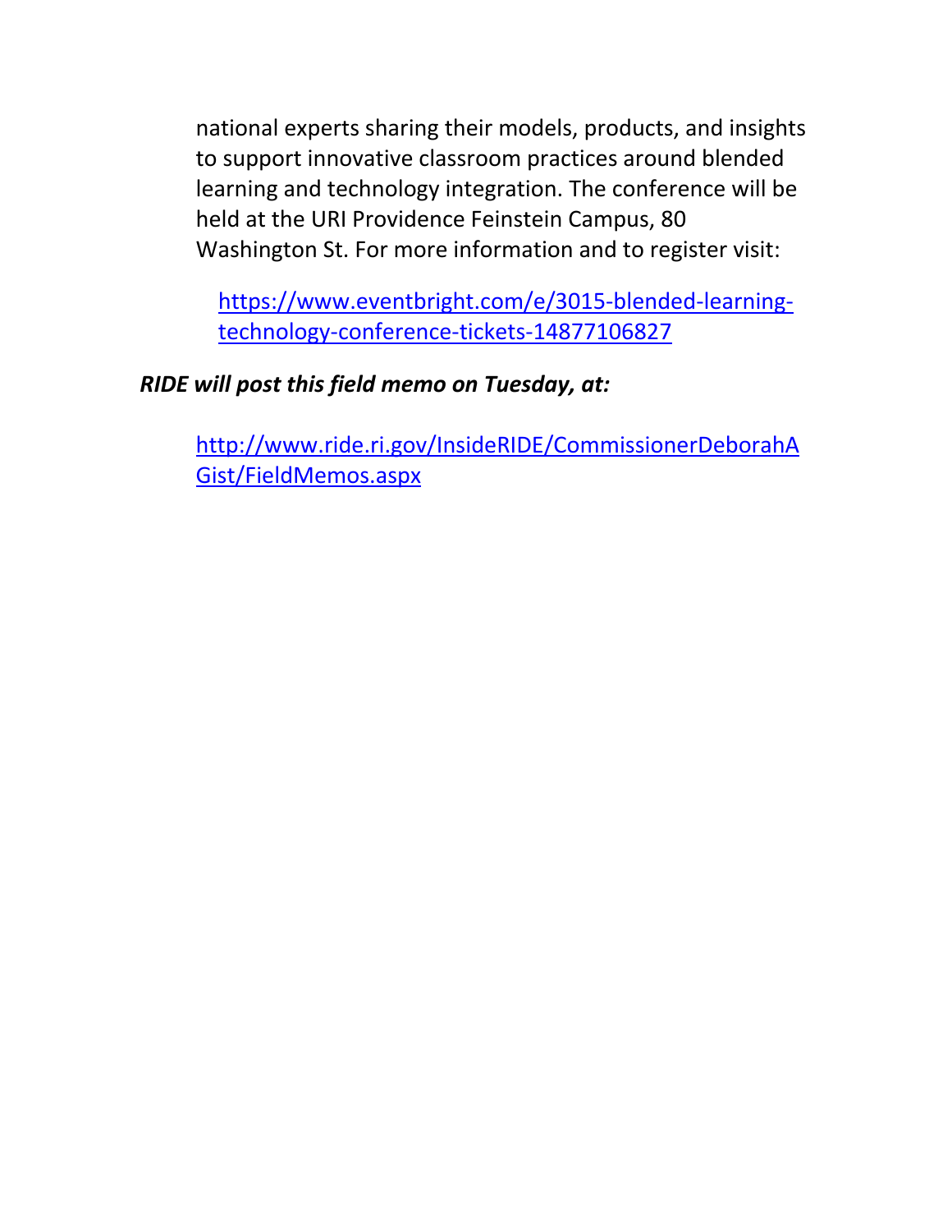national experts sharing their models, products, and insights to support innovative classroom practices around blended learning and technology integration. The conference will be held at the URI Providence Feinstein Campus, 80 Washington St. For more information and to register visit:

https://www.eventbright.com/e/3015-blended-learning-technology-conference-tickets-14877106827

***RIDE will post this field memo on Tuesday, at:***

http://www.ride.ri.gov/InsideRIDE/CommissionerDeborahAGist/FieldMemos.aspx